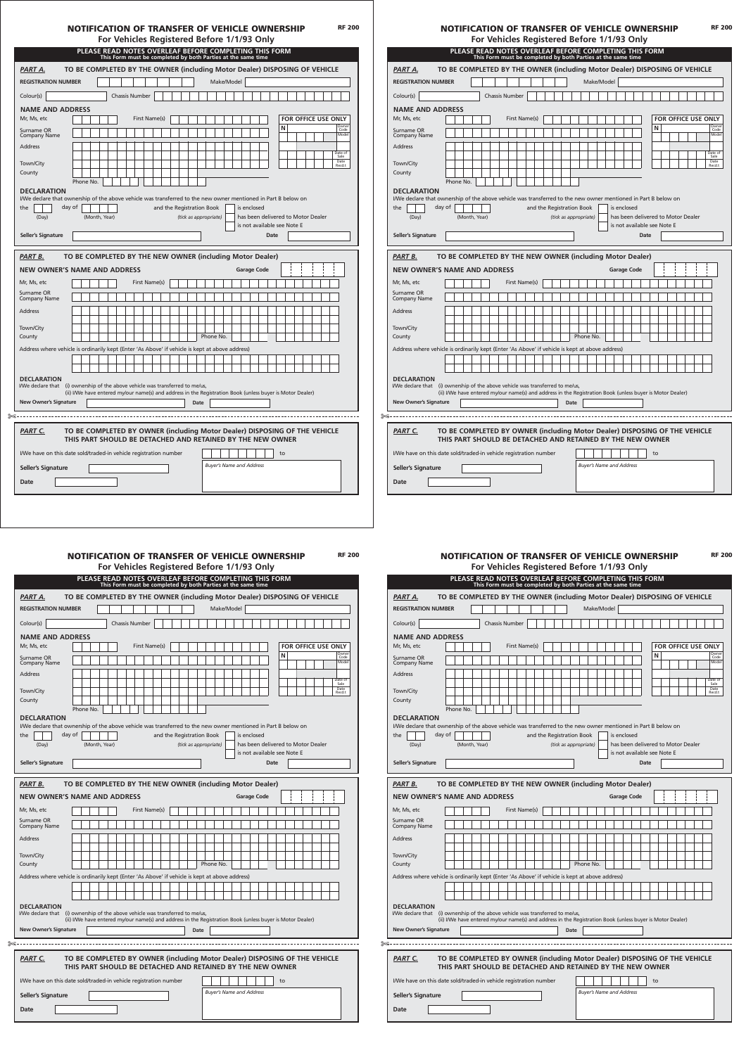# NOTIFICATION OF TRANSFER OF VEHICLE OWNERSHIP

**RF 200**

## For Vehicles Registered Before 1/1/93 Only

**PLEASE READ NOTES OVERLEAF BEFORE COMPLETING THIS FORM**
This Form must be completed by both Parties at the same time

### PART A. TO BE COMPLETED BY THE OWNER (including Motor Dealer) DISPOSING OF VEHICLE

**REGISTRATION NUMBER** | Make/Model

Colour(s) | Chassis Number

**NAME AND ADDRESS**

Mr, Ms, etc | First Name(s)

Surname OR Company Name

Address

Town/City

County

Phone No.

**FOR OFFICE USE ONLY**

N | Owner Code | Model | Date of Sale | Date Recd.

**DECLARATION**

I/We declare that ownership of the above vehicle was transferred to the new owner mentioned in Part B below on the ___ (Day) day of ___ (Month, Year) and the Registration Book (tick as appropriate)
- is enclosed
- has been delivered to Motor Dealer
- is not available see Note E

**Seller's Signature** | **Date**

### PART B. TO BE COMPLETED BY THE NEW OWNER (including Motor Dealer)

**NEW OWNER'S NAME AND ADDRESS** | **Garage Code**

Mr, Ms, etc | First Name(s)

Surname OR Company Name

Address

Town/City

County | Phone No.

Address where vehicle is ordinarily kept (Enter 'As Above' if vehicle is kept at above address)

**DECLARATION**

I/We declare that (i) ownership of the above vehicle was transferred to me/us,
(ii) I/We have entered my/our name(s) and address in the Registration Book (unless buyer is Motor Dealer)

**New Owner's Signature** | **Date**

### PART C. TO BE COMPLETED BY OWNER (including Motor Dealer) DISPOSING OF THE VEHICLE THIS PART SHOULD BE DETACHED AND RETAINED BY THE NEW OWNER

I/We have on this date sold/traded-in vehicle registration number ___ to

**Seller's Signature**

*Buyer's Name and Address*

**Date**

---

# NOTIFICATION OF TRANSFER OF VEHICLE OWNERSHIP

**RF 200**

## For Vehicles Registered Before 1/1/93 Only

**PLEASE READ NOTES OVERLEAF BEFORE COMPLETING THIS FORM**
This Form must be completed by both Parties at the same time

### PART A. TO BE COMPLETED BY THE OWNER (including Motor Dealer) DISPOSING OF VEHICLE

**REGISTRATION NUMBER** | Make/Model

Colour(s) | Chassis Number

**NAME AND ADDRESS**

Mr, Ms, etc | First Name(s)

Surname OR Company Name

Address

Town/City

County

Phone No.

**FOR OFFICE USE ONLY**

N | Owner Code | Model | Date of Sale | Date Recd.

**DECLARATION**

I/We declare that ownership of the above vehicle was transferred to the new owner mentioned in Part B below on the ___ (Day) day of ___ (Month, Year) and the Registration Book (tick as appropriate)
- is enclosed
- has been delivered to Motor Dealer
- is not available see Note E

**Seller's Signature** | **Date**

### PART B. TO BE COMPLETED BY THE NEW OWNER (including Motor Dealer)

**NEW OWNER'S NAME AND ADDRESS** | **Garage Code**

Mr, Ms, etc | First Name(s)

Surname OR Company Name

Address

Town/City

County | Phone No.

Address where vehicle is ordinarily kept (Enter 'As Above' if vehicle is kept at above address)

**DECLARATION**

I/We declare that (i) ownership of the above vehicle was transferred to me/us,
(ii) I/We have entered my/our name(s) and address in the Registration Book (unless buyer is Motor Dealer)

**New Owner's Signature** | **Date**

### PART C. TO BE COMPLETED BY OWNER (including Motor Dealer) DISPOSING OF THE VEHICLE THIS PART SHOULD BE DETACHED AND RETAINED BY THE NEW OWNER

I/We have on this date sold/traded-in vehicle registration number ___ to

**Seller's Signature**

*Buyer's Name and Address*

**Date**

---

# NOTIFICATION OF TRANSFER OF VEHICLE OWNERSHIP

**RF 200**

## For Vehicles Registered Before 1/1/93 Only

**PLEASE READ NOTES OVERLEAF BEFORE COMPLETING THIS FORM**
This Form must be completed by both Parties at the same time

### PART A. TO BE COMPLETED BY THE OWNER (including Motor Dealer) DISPOSING OF VEHICLE

**REGISTRATION NUMBER** | Make/Model

Colour(s) | Chassis Number

**NAME AND ADDRESS**

Mr, Ms, etc | First Name(s)

Surname OR Company Name

Address

Town/City

County

Phone No.

**FOR OFFICE USE ONLY**

N | Owner Code | Model | Date of Sale | Date Recd.

**DECLARATION**

I/We declare that ownership of the above vehicle was transferred to the new owner mentioned in Part B below on the ___ (Day) day of ___ (Month, Year) and the Registration Book (tick as appropriate)
- is enclosed
- has been delivered to Motor Dealer
- is not available see Note E

**Seller's Signature** | **Date**

### PART B. TO BE COMPLETED BY THE NEW OWNER (including Motor Dealer)

**NEW OWNER'S NAME AND ADDRESS** | **Garage Code**

Mr, Ms, etc | First Name(s)

Surname OR Company Name

Address

Town/City

County | Phone No.

Address where vehicle is ordinarily kept (Enter 'As Above' if vehicle is kept at above address)

**DECLARATION**

I/We declare that (i) ownership of the above vehicle was transferred to me/us,
(ii) I/We have entered my/our name(s) and address in the Registration Book (unless buyer is Motor Dealer)

**New Owner's Signature** | **Date**

### PART C. TO BE COMPLETED BY OWNER (including Motor Dealer) DISPOSING OF THE VEHICLE THIS PART SHOULD BE DETACHED AND RETAINED BY THE NEW OWNER

I/We have on this date sold/traded-in vehicle registration number ___ to

**Seller's Signature**

*Buyer's Name and Address*

**Date**

---

# NOTIFICATION OF TRANSFER OF VEHICLE OWNERSHIP

**RF 200**

## For Vehicles Registered Before 1/1/93 Only

**PLEASE READ NOTES OVERLEAF BEFORE COMPLETING THIS FORM**
This Form must be completed by both Parties at the same time

### PART A. TO BE COMPLETED BY THE OWNER (including Motor Dealer) DISPOSING OF VEHICLE

**REGISTRATION NUMBER** | Make/Model

Colour(s) | Chassis Number

**NAME AND ADDRESS**

Mr, Ms, etc | First Name(s)

Surname OR Company Name

Address

Town/City

County

Phone No.

**FOR OFFICE USE ONLY**

N | Owner Code | Model | Date of Sale | Date Recd.

**DECLARATION**

I/We declare that ownership of the above vehicle was transferred to the new owner mentioned in Part B below on the ___ (Day) day of ___ (Month, Year) and the Registration Book (tick as appropriate)
- is enclosed
- has been delivered to Motor Dealer
- is not available see Note E

**Seller's Signature** | **Date**

### PART B. TO BE COMPLETED BY THE NEW OWNER (including Motor Dealer)

**NEW OWNER'S NAME AND ADDRESS** | **Garage Code**

Mr, Ms, etc | First Name(s)

Surname OR Company Name

Address

Town/City

County | Phone No.

Address where vehicle is ordinarily kept (Enter 'As Above' if vehicle is kept at above address)

**DECLARATION**

I/We declare that (i) ownership of the above vehicle was transferred to me/us,
(ii) I/We have entered my/our name(s) and address in the Registration Book (unless buyer is Motor Dealer)

**New Owner's Signature** | **Date**

### PART C. TO BE COMPLETED BY OWNER (including Motor Dealer) DISPOSING OF THE VEHICLE THIS PART SHOULD BE DETACHED AND RETAINED BY THE NEW OWNER

I/We have on this date sold/traded-in vehicle registration number ___ to

**Seller's Signature**

*Buyer's Name and Address*

**Date**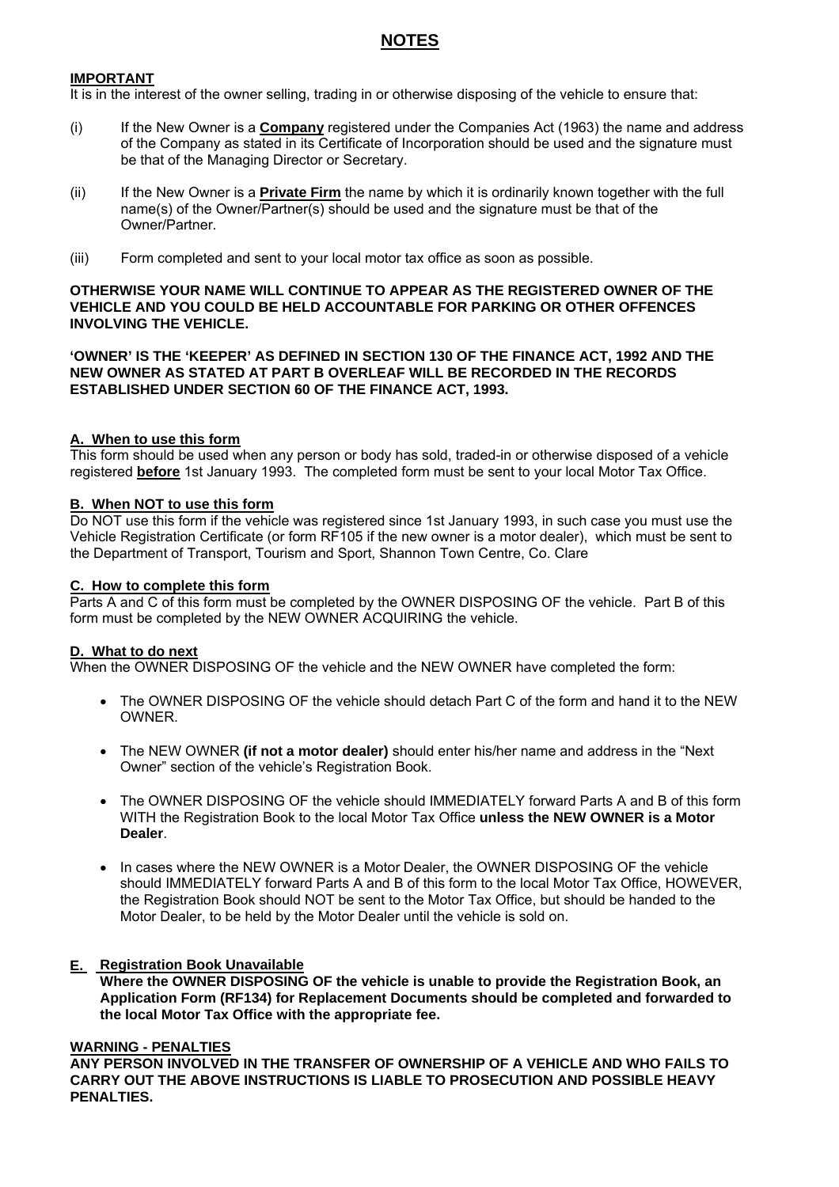# NOTES

**IMPORTANT**

It is in the interest of the owner selling, trading in or otherwise disposing of the vehicle to ensure that:

(i) If the New Owner is a **Company** registered under the Companies Act (1963) the name and address of the Company as stated in its Certificate of Incorporation should be used and the signature must be that of the Managing Director or Secretary.

(ii) If the New Owner is a **Private Firm** the name by which it is ordinarily known together with the full name(s) of the Owner/Partner(s) should be used and the signature must be that of the Owner/Partner.

(iii) Form completed and sent to your local motor tax office as soon as possible.

**OTHERWISE YOUR NAME WILL CONTINUE TO APPEAR AS THE REGISTERED OWNER OF THE VEHICLE AND YOU COULD BE HELD ACCOUNTABLE FOR PARKING OR OTHER OFFENCES INVOLVING THE VEHICLE.**

**'OWNER' IS THE 'KEEPER' AS DEFINED IN SECTION 130 OF THE FINANCE ACT, 1992 AND THE NEW OWNER AS STATED AT PART B OVERLEAF WILL BE RECORDED IN THE RECORDS ESTABLISHED UNDER SECTION 60 OF THE FINANCE ACT, 1993.**

**A. When to use this form**

This form should be used when any person or body has sold, traded-in or otherwise disposed of a vehicle registered **before** 1st January 1993. The completed form must be sent to your local Motor Tax Office.

**B. When NOT to use this form**

Do NOT use this form if the vehicle was registered since 1st January 1993, in such case you must use the Vehicle Registration Certificate (or form RF105 if the new owner is a motor dealer), which must be sent to the Department of Transport, Tourism and Sport, Shannon Town Centre, Co. Clare

**C. How to complete this form**

Parts A and C of this form must be completed by the OWNER DISPOSING OF the vehicle. Part B of this form must be completed by the NEW OWNER ACQUIRING the vehicle.

**D. What to do next**

When the OWNER DISPOSING OF the vehicle and the NEW OWNER have completed the form:

- The OWNER DISPOSING OF the vehicle should detach Part C of the form and hand it to the NEW OWNER.
- The NEW OWNER **(if not a motor dealer)** should enter his/her name and address in the "Next Owner" section of the vehicle's Registration Book.
- The OWNER DISPOSING OF the vehicle should IMMEDIATELY forward Parts A and B of this form WITH the Registration Book to the local Motor Tax Office **unless the NEW OWNER is a Motor Dealer**.
- In cases where the NEW OWNER is a Motor Dealer, the OWNER DISPOSING OF the vehicle should IMMEDIATELY forward Parts A and B of this form to the local Motor Tax Office, HOWEVER, the Registration Book should NOT be sent to the Motor Tax Office, but should be handed to the Motor Dealer, to be held by the Motor Dealer until the vehicle is sold on.

**E. Registration Book Unavailable**

**Where the OWNER DISPOSING OF the vehicle is unable to provide the Registration Book, an Application Form (RF134) for Replacement Documents should be completed and forwarded to the local Motor Tax Office with the appropriate fee.**

**WARNING - PENALTIES**

**ANY PERSON INVOLVED IN THE TRANSFER OF OWNERSHIP OF A VEHICLE AND WHO FAILS TO CARRY OUT THE ABOVE INSTRUCTIONS IS LIABLE TO PROSECUTION AND POSSIBLE HEAVY PENALTIES.**